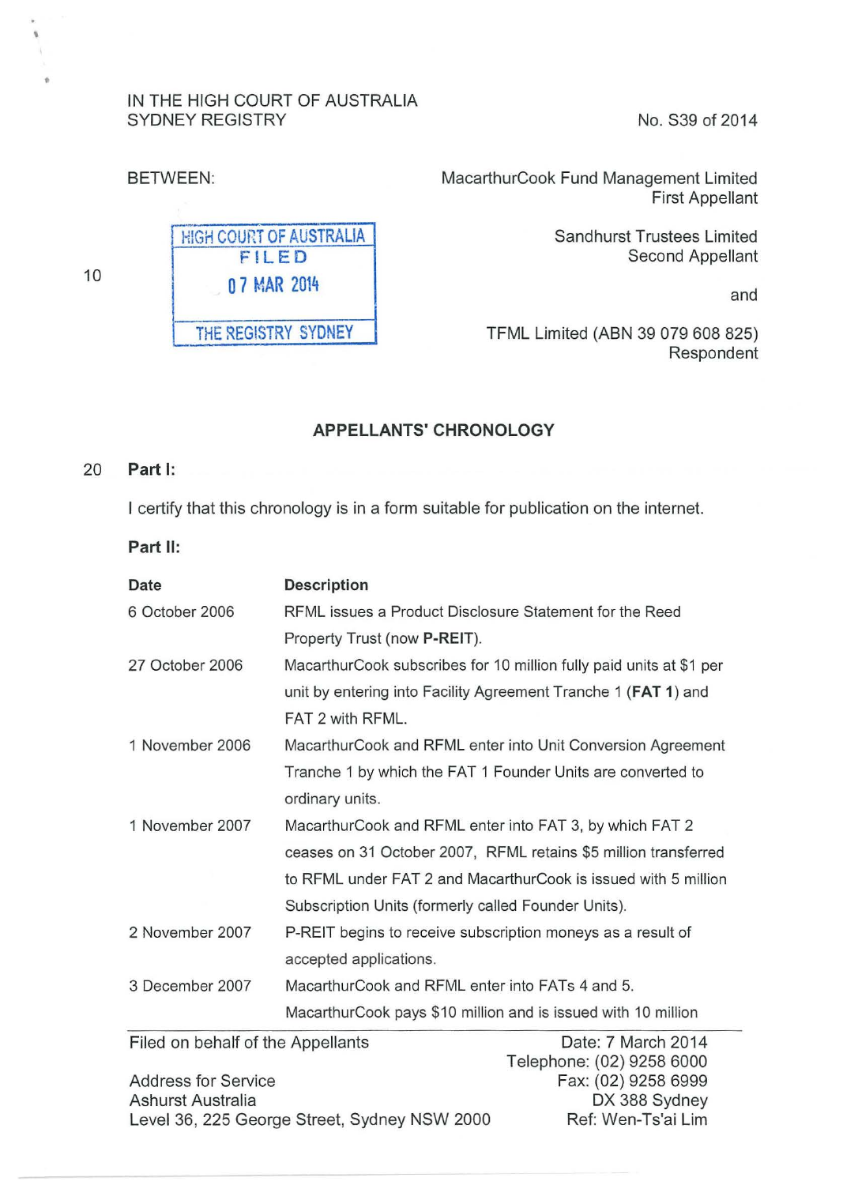IN THE HIGH COURT OF AUSTRALIA
SYDNEY REGISTRY

No. S39 of 2014

BETWEEN:

HIGH COURT OF AUSTRALIA
FILED
07 MAR 2014
THE REGISTRY SYDNEY

MacarthurCook Fund Management Limited
First Appellant

Sandhurst Trustees Limited
Second Appellant

and

TFML Limited (ABN 39 079 608 825)
Respondent

## APPELLANTS' CHRONOLOGY

**Part I:**

I certify that this chronology is in a form suitable for publication on the internet.

**Part II:**

| **Date** | **Description** |
|---|---|
| 6 October 2006 | RFML issues a Product Disclosure Statement for the Reed Property Trust (now **P-REIT**). |
| 27 October 2006 | MacarthurCook subscribes for 10 million fully paid units at $1 per unit by entering into Facility Agreement Tranche 1 (**FAT 1**) and FAT 2 with RFML. |
| 1 November 2006 | MacarthurCook and RFML enter into Unit Conversion Agreement Tranche 1 by which the FAT 1 Founder Units are converted to ordinary units. |
| 1 November 2007 | MacarthurCook and RFML enter into FAT 3, by which FAT 2 ceases on 31 October 2007, RFML retains $5 million transferred to RFML under FAT 2 and MacarthurCook is issued with 5 million Subscription Units (formerly called Founder Units). |
| 2 November 2007 | P-REIT begins to receive subscription moneys as a result of accepted applications. |
| 3 December 2007 | MacarthurCook and RFML enter into FATs 4 and 5. MacarthurCook pays $10 million and is issued with 10 million |

Filed on behalf of the Appellants

Address for Service
Ashurst Australia
Level 36, 225 George Street, Sydney NSW 2000

Date: 7 March 2014
Telephone: (02) 9258 6000
Fax: (02) 9258 6999
DX 388 Sydney
Ref: Wen-Ts'ai Lim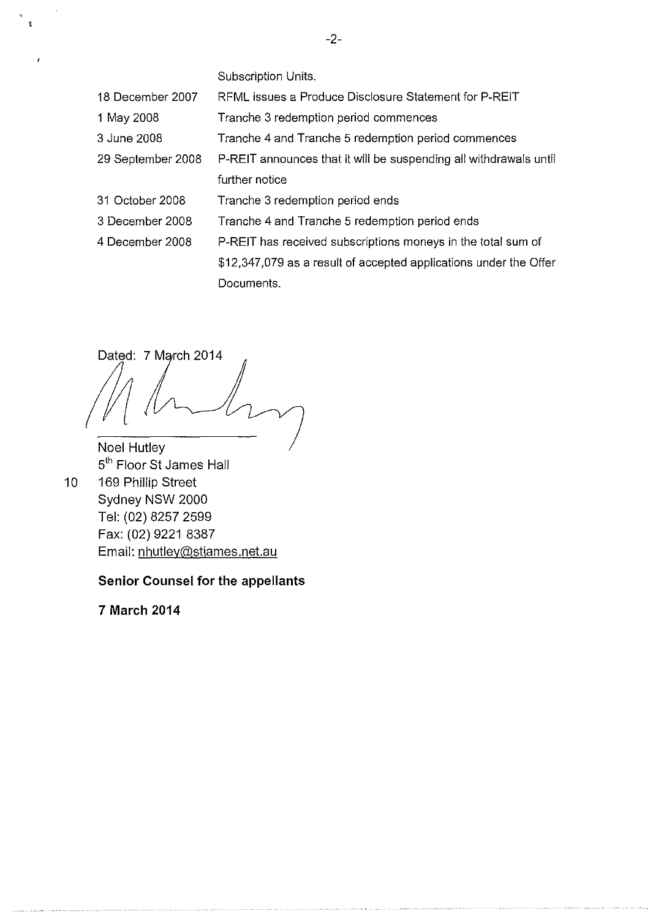| | |
|---|---|
| | Subscription Units. |
| 18 December 2007 | RFML issues a Produce Disclosure Statement for P-REIT |
| 1 May 2008 | Tranche 3 redemption period commences |
| 3 June 2008 | Tranche 4 and Tranche 5 redemption period commences |
| 29 September 2008 | P-REIT announces that it will be suspending all withdrawals until further notice |
| 31 October 2008 | Tranche 3 redemption period ends |
| 3 December 2008 | Tranche 4 and Tranche 5 redemption period ends |
| 4 December 2008 | P-REIT has received subscriptions moneys in the total sum of $12,347,079 as a result of accepted applications under the Offer Documents. |

Dated: 7 March 2014

Noel Hutley
5th Floor St James Hall
169 Phillip Street
Sydney NSW 2000
Tel: (02) 8257 2599
Fax: (02) 9221 8387
Email: nhutley@stjames.net.au

**Senior Counsel for the appellants**

**7 March 2014**